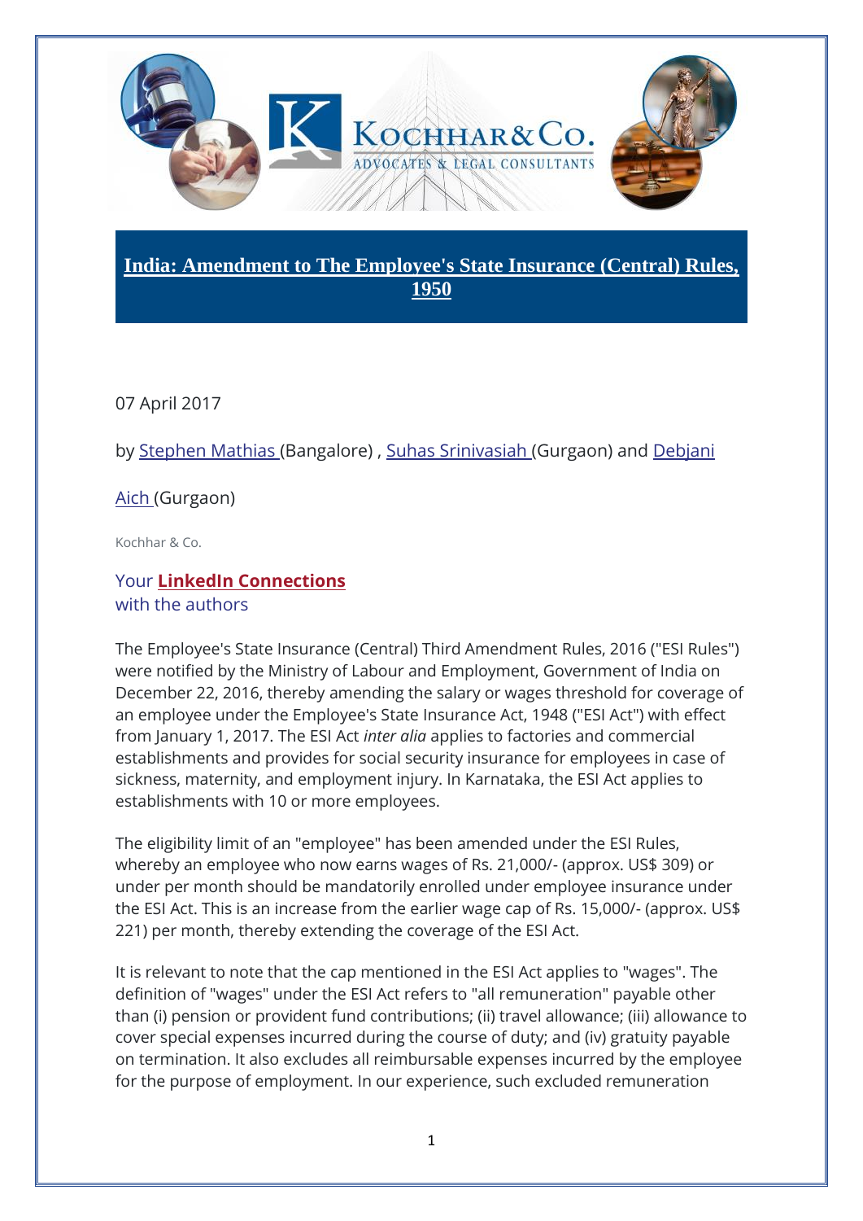# India: Amendment to The Employee's State Insurance (Central) Rules, 1950

07 April 2017

by Stephen Mathias (Bangalore) , Suhas Srinivasiah (Gurgaon) and Debjani Aich (Gurgaon)

Kochhar & Co.

Your **LinkedIn Connections** with the authors

The Employee's State Insurance (Central) Third Amendment Rules, 2016 ("ESI Rules") were notified by the Ministry of Labour and Employment, Government of India on December 22, 2016, thereby amending the salary or wages threshold for coverage of an employee under the Employee's State Insurance Act, 1948 ("ESI Act") with effect from January 1, 2017. The ESI Act *inter alia* applies to factories and commercial establishments and provides for social security insurance for employees in case of sickness, maternity, and employment injury. In Karnataka, the ESI Act applies to establishments with 10 or more employees.

The eligibility limit of an "employee" has been amended under the ESI Rules, whereby an employee who now earns wages of Rs. 21,000/- (approx. US$ 309) or under per month should be mandatorily enrolled under employee insurance under the ESI Act. This is an increase from the earlier wage cap of Rs. 15,000/- (approx. US$ 221) per month, thereby extending the coverage of the ESI Act.

It is relevant to note that the cap mentioned in the ESI Act applies to "wages". The definition of "wages" under the ESI Act refers to "all remuneration" payable other than (i) pension or provident fund contributions; (ii) travel allowance; (iii) allowance to cover special expenses incurred during the course of duty; and (iv) gratuity payable on termination. It also excludes all reimbursable expenses incurred by the employee for the purpose of employment. In our experience, such excluded remuneration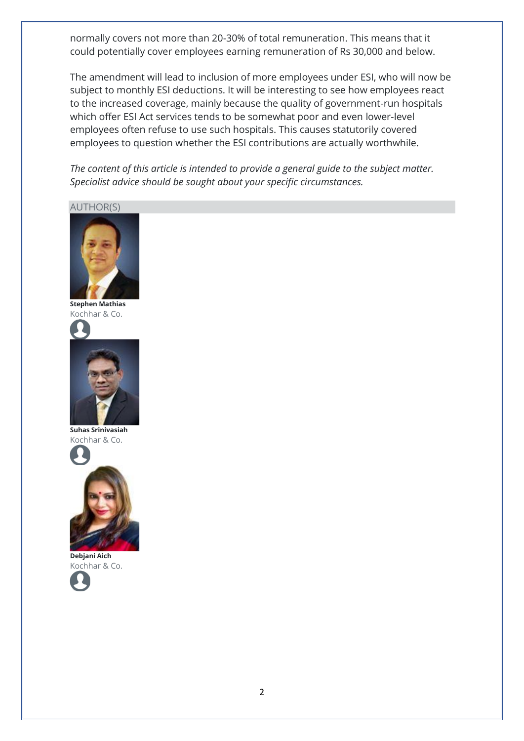normally covers not more than 20-30% of total remuneration. This means that it could potentially cover employees earning remuneration of Rs 30,000 and below.

The amendment will lead to inclusion of more employees under ESI, who will now be subject to monthly ESI deductions. It will be interesting to see how employees react to the increased coverage, mainly because the quality of government-run hospitals which offer ESI Act services tends to be somewhat poor and even lower-level employees often refuse to use such hospitals. This causes statutorily covered employees to question whether the ESI contributions are actually worthwhile.

*The content of this article is intended to provide a general guide to the subject matter. Specialist advice should be sought about your specific circumstances.*

AUTHOR(S)

**Stephen Mathias**
Kochhar & Co.

**Suhas Srinivasiah**
Kochhar & Co.

**Debjani Aich**
Kochhar & Co.